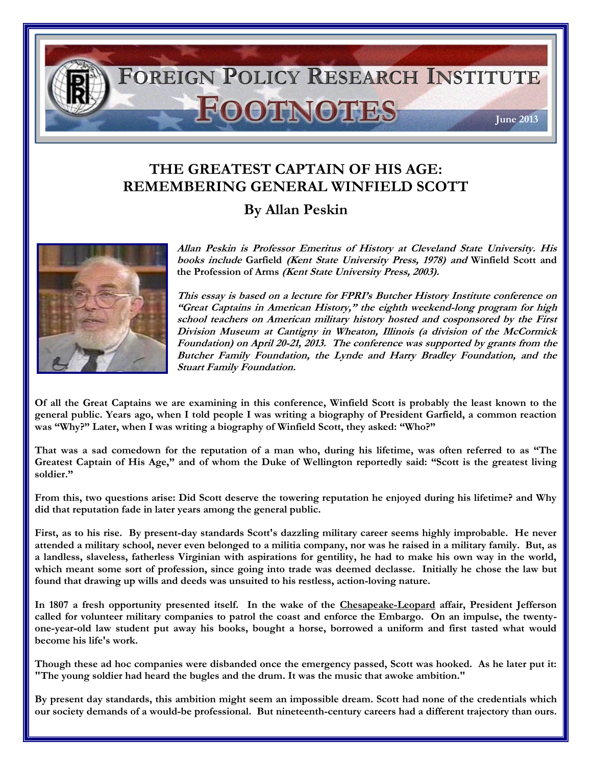FOREIGN POLICY RESEARCH INSTITUTE

FOOTNOTES

June 2013

# THE GREATEST CAPTAIN OF HIS AGE: REMEMBERING GENERAL WINFIELD SCOTT

## By Allan Peskin

***Allan Peskin is Professor Emeritus of History at Cleveland State University. His books include* Garfield *(Kent State University Press, 1978) and* Winfield Scott and the Profession of Arms *(Kent State University Press, 2003).***

***This essay is based on a lecture for FPRI's Butcher History Institute conference on "Great Captains in American History," the eighth weekend-long program for high school teachers on American military history hosted and cosponsored by the First Division Museum at Cantigny in Wheaton, Illinois (a division of the McCormick Foundation) on April 20-21, 2013. The conference was supported by grants from the Butcher Family Foundation, the Lynde and Harry Bradley Foundation, and the Stuart Family Foundation.***

**Of all the Great Captains we are examining in this conference, Winfield Scott is probably the least known to the general public. Years ago, when I told people I was writing a biography of President Garfield, a common reaction was "Why?" Later, when I was writing a biography of Winfield Scott, they asked: "Who?"**

**That was a sad comedown for the reputation of a man who, during his lifetime, was often referred to as "The Greatest Captain of His Age," and of whom the Duke of Wellington reportedly said: "Scott is the greatest living soldier."**

**From this, two questions arise: Did Scott deserve the towering reputation he enjoyed during his lifetime? and Why did that reputation fade in later years among the general public.**

**First, as to his rise. By present-day standards Scott's dazzling military career seems highly improbable. He never attended a military school, never even belonged to a militia company, nor was he raised in a military family. But, as a landless, slaveless, fatherless Virginian with aspirations for gentility, he had to make his own way in the world, which meant some sort of profession, since going into trade was deemed declasse. Initially he chose the law but found that drawing up wills and deeds was unsuited to his restless, action-loving nature.**

**In 1807 a fresh opportunity presented itself. In the wake of the Chesapeake-Leopard affair, President Jefferson called for volunteer military companies to patrol the coast and enforce the Embargo. On an impulse, the twenty-one-year-old law student put away his books, bought a horse, borrowed a uniform and first tasted what would become his life's work.**

**Though these ad hoc companies were disbanded once the emergency passed, Scott was hooked. As he later put it: "The young soldier had heard the bugles and the drum. It was the music that awoke ambition."**

**By present day standards, this ambition might seem an impossible dream. Scott had none of the credentials which our society demands of a would-be professional. But nineteenth-century careers had a different trajectory than ours.**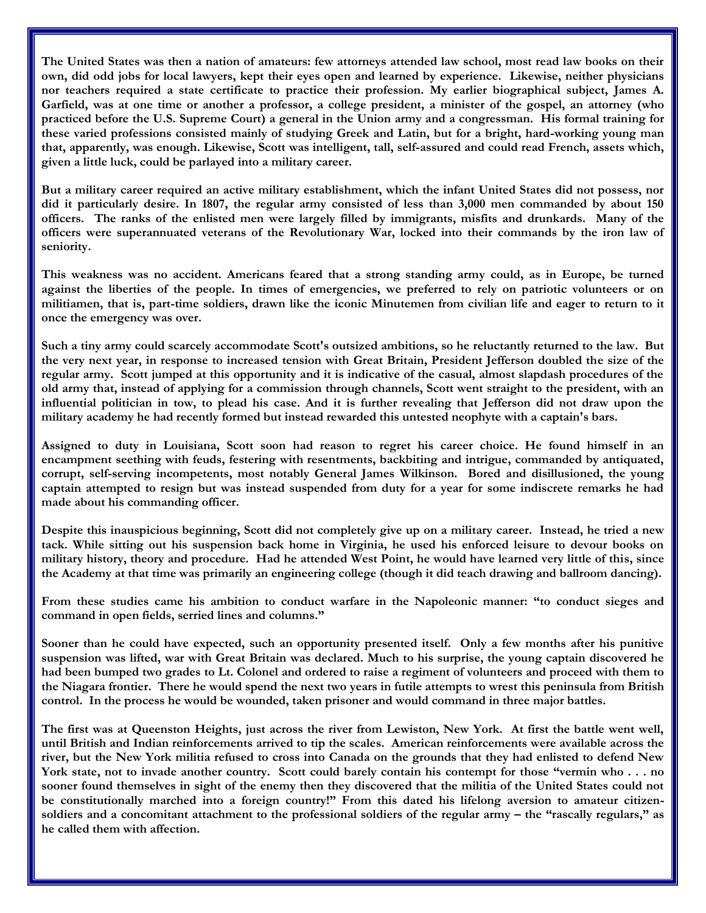**The United States was then a nation of amateurs: few attorneys attended law school, most read law books on their own, did odd jobs for local lawyers, kept their eyes open and learned by experience. Likewise, neither physicians nor teachers required a state certificate to practice their profession. My earlier biographical subject, James A. Garfield, was at one time or another a professor, a college president, a minister of the gospel, an attorney (who practiced before the U.S. Supreme Court) a general in the Union army and a congressman. His formal training for these varied professions consisted mainly of studying Greek and Latin, but for a bright, hard-working young man that, apparently, was enough. Likewise, Scott was intelligent, tall, self-assured and could read French, assets which, given a little luck, could be parlayed into a military career.**

**But a military career required an active military establishment, which the infant United States did not possess, nor did it particularly desire. In 1807, the regular army consisted of less than 3,000 men commanded by about 150 officers. The ranks of the enlisted men were largely filled by immigrants, misfits and drunkards. Many of the officers were superannuated veterans of the Revolutionary War, locked into their commands by the iron law of seniority.**

**This weakness was no accident. Americans feared that a strong standing army could, as in Europe, be turned against the liberties of the people. In times of emergencies, we preferred to rely on patriotic volunteers or on militiamen, that is, part-time soldiers, drawn like the iconic Minutemen from civilian life and eager to return to it once the emergency was over.**

**Such a tiny army could scarcely accommodate Scott's outsized ambitions, so he reluctantly returned to the law. But the very next year, in response to increased tension with Great Britain, President Jefferson doubled the size of the regular army. Scott jumped at this opportunity and it is indicative of the casual, almost slapdash procedures of the old army that, instead of applying for a commission through channels, Scott went straight to the president, with an influential politician in tow, to plead his case. And it is further revealing that Jefferson did not draw upon the military academy he had recently formed but instead rewarded this untested neophyte with a captain's bars.**

**Assigned to duty in Louisiana, Scott soon had reason to regret his career choice. He found himself in an encampment seething with feuds, festering with resentments, backbiting and intrigue, commanded by antiquated, corrupt, self-serving incompetents, most notably General James Wilkinson. Bored and disillusioned, the young captain attempted to resign but was instead suspended from duty for a year for some indiscrete remarks he had made about his commanding officer.**

**Despite this inauspicious beginning, Scott did not completely give up on a military career. Instead, he tried a new tack. While sitting out his suspension back home in Virginia, he used his enforced leisure to devour books on military history, theory and procedure. Had he attended West Point, he would have learned very little of this, since the Academy at that time was primarily an engineering college (though it did teach drawing and ballroom dancing).**

**From these studies came his ambition to conduct warfare in the Napoleonic manner: "to conduct sieges and command in open fields, serried lines and columns."**

**Sooner than he could have expected, such an opportunity presented itself. Only a few months after his punitive suspension was lifted, war with Great Britain was declared. Much to his surprise, the young captain discovered he had been bumped two grades to Lt. Colonel and ordered to raise a regiment of volunteers and proceed with them to the Niagara frontier. There he would spend the next two years in futile attempts to wrest this peninsula from British control. In the process he would be wounded, taken prisoner and would command in three major battles.**

**The first was at Queenston Heights, just across the river from Lewiston, New York. At first the battle went well, until British and Indian reinforcements arrived to tip the scales. American reinforcements were available across the river, but the New York militia refused to cross into Canada on the grounds that they had enlisted to defend New York state, not to invade another country. Scott could barely contain his contempt for those "vermin who . . . no sooner found themselves in sight of the enemy then they discovered that the militia of the United States could not be constitutionally marched into a foreign country!" From this dated his lifelong aversion to amateur citizen-soldiers and a concomitant attachment to the professional soldiers of the regular army – the "rascally regulars," as he called them with affection.**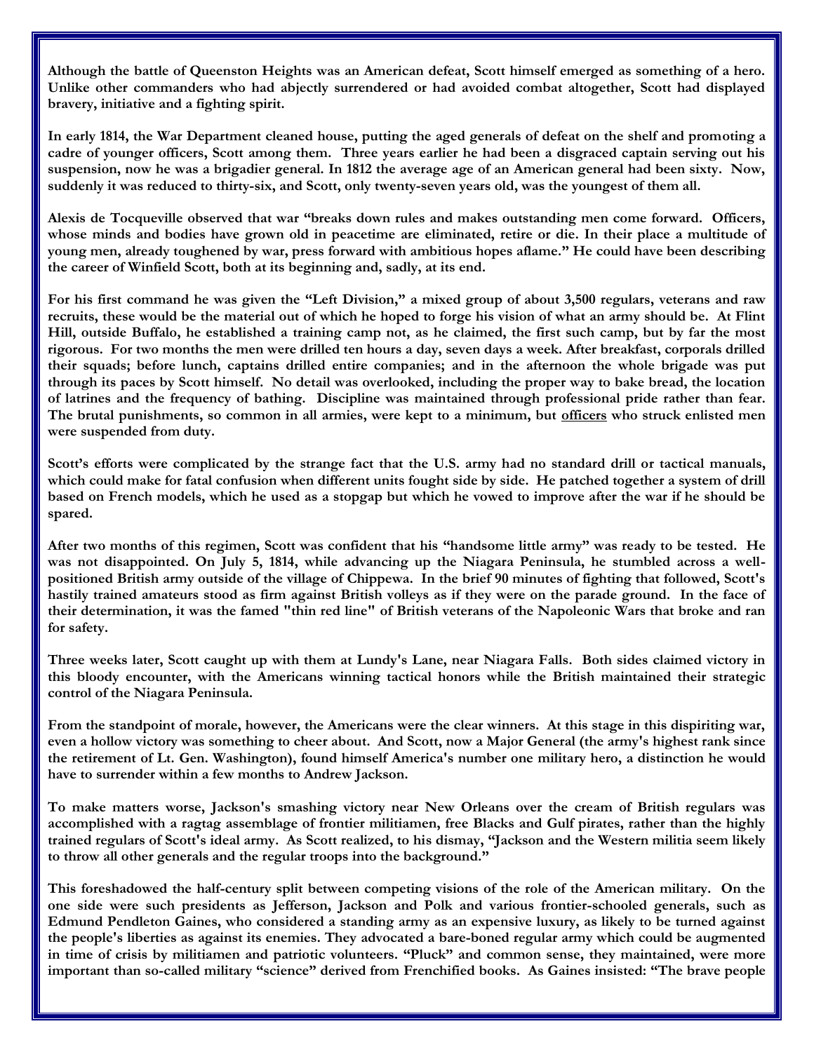**Although the battle of Queenston Heights was an American defeat, Scott himself emerged as something of a hero. Unlike other commanders who had abjectly surrendered or had avoided combat altogether, Scott had displayed bravery, initiative and a fighting spirit.**

**In early 1814, the War Department cleaned house, putting the aged generals of defeat on the shelf and promoting a cadre of younger officers, Scott among them. Three years earlier he had been a disgraced captain serving out his suspension, now he was a brigadier general. In 1812 the average age of an American general had been sixty. Now, suddenly it was reduced to thirty-six, and Scott, only twenty-seven years old, was the youngest of them all.**

**Alexis de Tocqueville observed that war "breaks down rules and makes outstanding men come forward. Officers, whose minds and bodies have grown old in peacetime are eliminated, retire or die. In their place a multitude of young men, already toughened by war, press forward with ambitious hopes aflame." He could have been describing the career of Winfield Scott, both at its beginning and, sadly, at its end.**

**For his first command he was given the "Left Division," a mixed group of about 3,500 regulars, veterans and raw recruits, these would be the material out of which he hoped to forge his vision of what an army should be. At Flint Hill, outside Buffalo, he established a training camp not, as he claimed, the first such camp, but by far the most rigorous. For two months the men were drilled ten hours a day, seven days a week. After breakfast, corporals drilled their squads; before lunch, captains drilled entire companies; and in the afternoon the whole brigade was put through its paces by Scott himself. No detail was overlooked, including the proper way to bake bread, the location of latrines and the frequency of bathing. Discipline was maintained through professional pride rather than fear. The brutal punishments, so common in all armies, were kept to a minimum, but <u>officers</u> who struck enlisted men were suspended from duty.**

**Scott's efforts were complicated by the strange fact that the U.S. army had no standard drill or tactical manuals, which could make for fatal confusion when different units fought side by side. He patched together a system of drill based on French models, which he used as a stopgap but which he vowed to improve after the war if he should be spared.**

**After two months of this regimen, Scott was confident that his "handsome little army" was ready to be tested. He was not disappointed. On July 5, 1814, while advancing up the Niagara Peninsula, he stumbled across a well-positioned British army outside of the village of Chippewa. In the brief 90 minutes of fighting that followed, Scott's hastily trained amateurs stood as firm against British volleys as if they were on the parade ground. In the face of their determination, it was the famed "thin red line" of British veterans of the Napoleonic Wars that broke and ran for safety.**

**Three weeks later, Scott caught up with them at Lundy's Lane, near Niagara Falls. Both sides claimed victory in this bloody encounter, with the Americans winning tactical honors while the British maintained their strategic control of the Niagara Peninsula.**

**From the standpoint of morale, however, the Americans were the clear winners. At this stage in this dispiriting war, even a hollow victory was something to cheer about. And Scott, now a Major General (the army's highest rank since the retirement of Lt. Gen. Washington), found himself America's number one military hero, a distinction he would have to surrender within a few months to Andrew Jackson.**

**To make matters worse, Jackson's smashing victory near New Orleans over the cream of British regulars was accomplished with a ragtag assemblage of frontier militiamen, free Blacks and Gulf pirates, rather than the highly trained regulars of Scott's ideal army. As Scott realized, to his dismay, "Jackson and the Western militia seem likely to throw all other generals and the regular troops into the background."**

**This foreshadowed the half-century split between competing visions of the role of the American military. On the one side were such presidents as Jefferson, Jackson and Polk and various frontier-schooled generals, such as Edmund Pendleton Gaines, who considered a standing army as an expensive luxury, as likely to be turned against the people's liberties as against its enemies. They advocated a bare-boned regular army which could be augmented in time of crisis by militiamen and patriotic volunteers. "Pluck" and common sense, they maintained, were more important than so-called military "science" derived from Frenchified books. As Gaines insisted: "The brave people**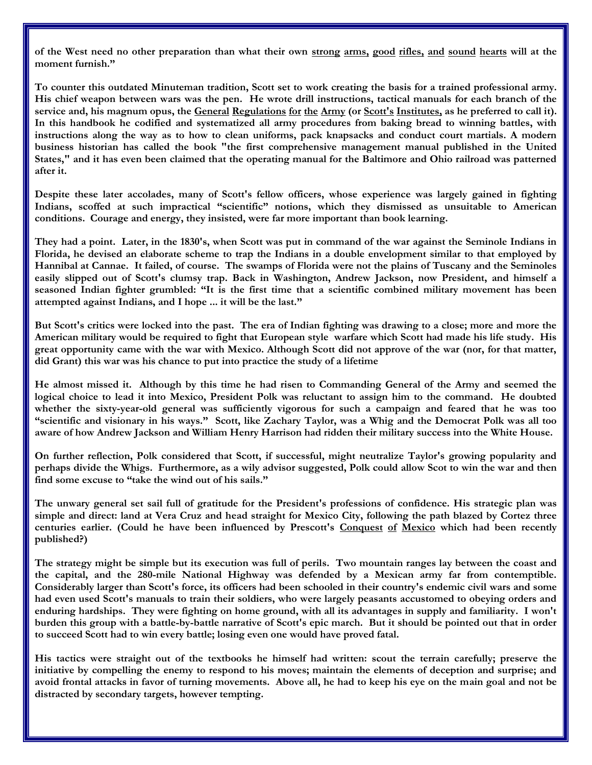**of the West need no other preparation than what their own strong arms, good rifles, and sound hearts will at the moment furnish."**

**To counter this outdated Minuteman tradition, Scott set to work creating the basis for a trained professional army. His chief weapon between wars was the pen. He wrote drill instructions, tactical manuals for each branch of the service and, his magnum opus, the General Regulations for the Army (or Scott's Institutes, as he preferred to call it). In this handbook he codified and systematized all army procedures from baking bread to winning battles, with instructions along the way as to how to clean uniforms, pack knapsacks and conduct court martials. A modern business historian has called the book "the first comprehensive management manual published in the United States," and it has even been claimed that the operating manual for the Baltimore and Ohio railroad was patterned after it.**

**Despite these later accolades, many of Scott's fellow officers, whose experience was largely gained in fighting Indians, scoffed at such impractical "scientific" notions, which they dismissed as unsuitable to American conditions. Courage and energy, they insisted, were far more important than book learning.**

**They had a point. Later, in the 1830's, when Scott was put in command of the war against the Seminole Indians in Florida, he devised an elaborate scheme to trap the Indians in a double envelopment similar to that employed by Hannibal at Cannae. It failed, of course. The swamps of Florida were not the plains of Tuscany and the Seminoles easily slipped out of Scott's clumsy trap. Back in Washington, Andrew Jackson, now President, and himself a seasoned Indian fighter grumbled: "It is the first time that a scientific combined military movement has been attempted against Indians, and I hope ... it will be the last."**

**But Scott's critics were locked into the past. The era of Indian fighting was drawing to a close; more and more the American military would be required to fight that European style warfare which Scott had made his life study. His great opportunity came with the war with Mexico. Although Scott did not approve of the war (nor, for that matter, did Grant) this war was his chance to put into practice the study of a lifetime**

**He almost missed it. Although by this time he had risen to Commanding General of the Army and seemed the logical choice to lead it into Mexico, President Polk was reluctant to assign him to the command. He doubted whether the sixty-year-old general was sufficiently vigorous for such a campaign and feared that he was too "scientific and visionary in his ways." Scott, like Zachary Taylor, was a Whig and the Democrat Polk was all too aware of how Andrew Jackson and William Henry Harrison had ridden their military success into the White House.**

**On further reflection, Polk considered that Scott, if successful, might neutralize Taylor's growing popularity and perhaps divide the Whigs. Furthermore, as a wily advisor suggested, Polk could allow Scot to win the war and then find some excuse to "take the wind out of his sails."**

**The unwary general set sail full of gratitude for the President's professions of confidence. His strategic plan was simple and direct: land at Vera Cruz and head straight for Mexico City, following the path blazed by Cortez three centuries earlier. (Could he have been influenced by Prescott's Conquest of Mexico which had been recently published?)**

**The strategy might be simple but its execution was full of perils. Two mountain ranges lay between the coast and the capital, and the 280-mile National Highway was defended by a Mexican army far from contemptible. Considerably larger than Scott's force, its officers had been schooled in their country's endemic civil wars and some had even used Scott's manuals to train their soldiers, who were largely peasants accustomed to obeying orders and enduring hardships. They were fighting on home ground, with all its advantages in supply and familiarity. I won't burden this group with a battle-by-battle narrative of Scott's epic march. But it should be pointed out that in order to succeed Scott had to win every battle; losing even one would have proved fatal.**

**His tactics were straight out of the textbooks he himself had written: scout the terrain carefully; preserve the initiative by compelling the enemy to respond to his moves; maintain the elements of deception and surprise; and avoid frontal attacks in favor of turning movements. Above all, he had to keep his eye on the main goal and not be distracted by secondary targets, however tempting.**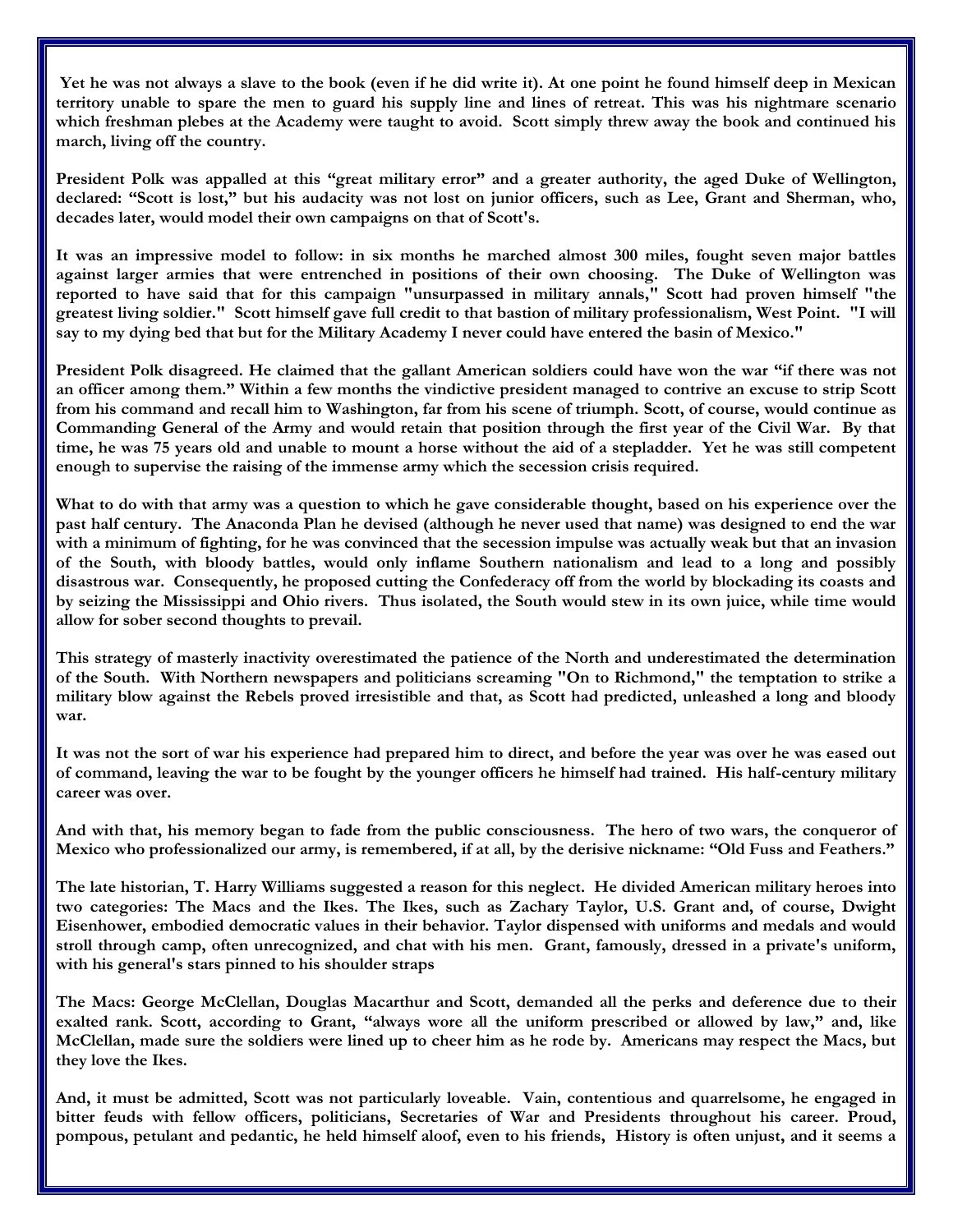Yet he was not always a slave to the book (even if he did write it). At one point he found himself deep in Mexican territory unable to spare the men to guard his supply line and lines of retreat. This was his nightmare scenario which freshman plebes at the Academy were taught to avoid. Scott simply threw away the book and continued his march, living off the country.

President Polk was appalled at this "great military error" and a greater authority, the aged Duke of Wellington, declared: "Scott is lost," but his audacity was not lost on junior officers, such as Lee, Grant and Sherman, who, decades later, would model their own campaigns on that of Scott's.

It was an impressive model to follow: in six months he marched almost 300 miles, fought seven major battles against larger armies that were entrenched in positions of their own choosing. The Duke of Wellington was reported to have said that for this campaign "unsurpassed in military annals," Scott had proven himself "the greatest living soldier." Scott himself gave full credit to that bastion of military professionalism, West Point. "I will say to my dying bed that but for the Military Academy I never could have entered the basin of Mexico."

President Polk disagreed. He claimed that the gallant American soldiers could have won the war "if there was not an officer among them." Within a few months the vindictive president managed to contrive an excuse to strip Scott from his command and recall him to Washington, far from his scene of triumph. Scott, of course, would continue as Commanding General of the Army and would retain that position through the first year of the Civil War. By that time, he was 75 years old and unable to mount a horse without the aid of a stepladder. Yet he was still competent enough to supervise the raising of the immense army which the secession crisis required.

What to do with that army was a question to which he gave considerable thought, based on his experience over the past half century. The Anaconda Plan he devised (although he never used that name) was designed to end the war with a minimum of fighting, for he was convinced that the secession impulse was actually weak but that an invasion of the South, with bloody battles, would only inflame Southern nationalism and lead to a long and possibly disastrous war. Consequently, he proposed cutting the Confederacy off from the world by blockading its coasts and by seizing the Mississippi and Ohio rivers. Thus isolated, the South would stew in its own juice, while time would allow for sober second thoughts to prevail.

This strategy of masterly inactivity overestimated the patience of the North and underestimated the determination of the South. With Northern newspapers and politicians screaming "On to Richmond," the temptation to strike a military blow against the Rebels proved irresistible and that, as Scott had predicted, unleashed a long and bloody war.

It was not the sort of war his experience had prepared him to direct, and before the year was over he was eased out of command, leaving the war to be fought by the younger officers he himself had trained. His half-century military career was over.

And with that, his memory began to fade from the public consciousness. The hero of two wars, the conqueror of Mexico who professionalized our army, is remembered, if at all, by the derisive nickname: "Old Fuss and Feathers."

The late historian, T. Harry Williams suggested a reason for this neglect. He divided American military heroes into two categories: The Macs and the Ikes. The Ikes, such as Zachary Taylor, U.S. Grant and, of course, Dwight Eisenhower, embodied democratic values in their behavior. Taylor dispensed with uniforms and medals and would stroll through camp, often unrecognized, and chat with his men. Grant, famously, dressed in a private's uniform, with his general's stars pinned to his shoulder straps

The Macs: George McClellan, Douglas Macarthur and Scott, demanded all the perks and deference due to their exalted rank. Scott, according to Grant, "always wore all the uniform prescribed or allowed by law," and, like McClellan, made sure the soldiers were lined up to cheer him as he rode by. Americans may respect the Macs, but they love the Ikes.

And, it must be admitted, Scott was not particularly loveable. Vain, contentious and quarrelsome, he engaged in bitter feuds with fellow officers, politicians, Secretaries of War and Presidents throughout his career. Proud, pompous, petulant and pedantic, he held himself aloof, even to his friends, History is often unjust, and it seems a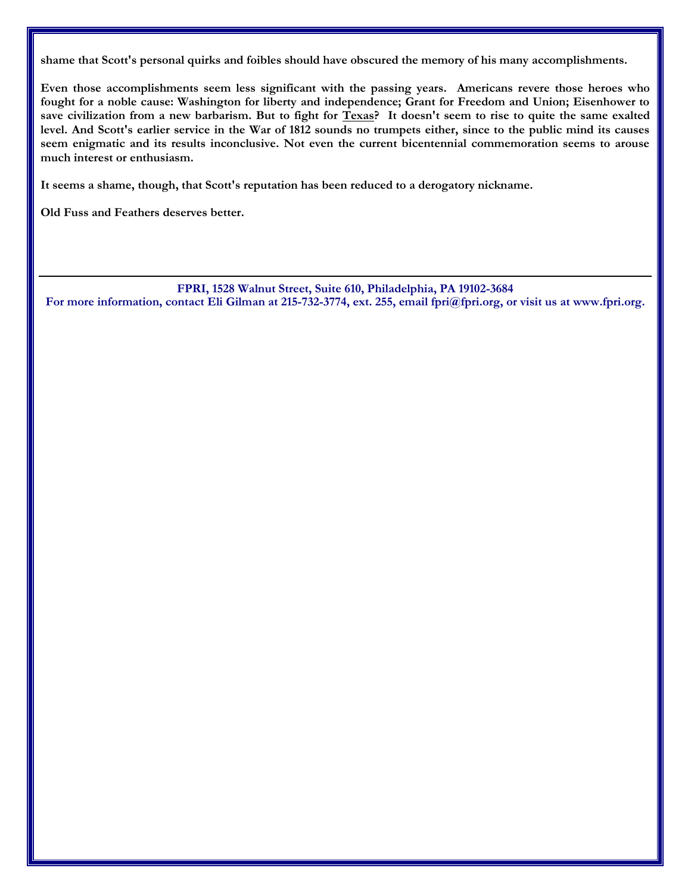**shame that Scott's personal quirks and foibles should have obscured the memory of his many accomplishments.**

**Even those accomplishments seem less significant with the passing years. Americans revere those heroes who fought for a noble cause: Washington for liberty and independence; Grant for Freedom and Union; Eisenhower to save civilization from a new barbarism. But to fight for <u>Texas</u>? It doesn't seem to rise to quite the same exalted level. And Scott's earlier service in the War of 1812 sounds no trumpets either, since to the public mind its causes seem enigmatic and its results inconclusive. Not even the current bicentennial commemoration seems to arouse much interest or enthusiasm.**

**It seems a shame, though, that Scott's reputation has been reduced to a derogatory nickname.**

**Old Fuss and Feathers deserves better.**

---

**FPRI, 1528 Walnut Street, Suite 610, Philadelphia, PA 19102-3684**
**For more information, contact Eli Gilman at 215-732-3774, ext. 255, email fpri@fpri.org, or visit us at www.fpri.org.**